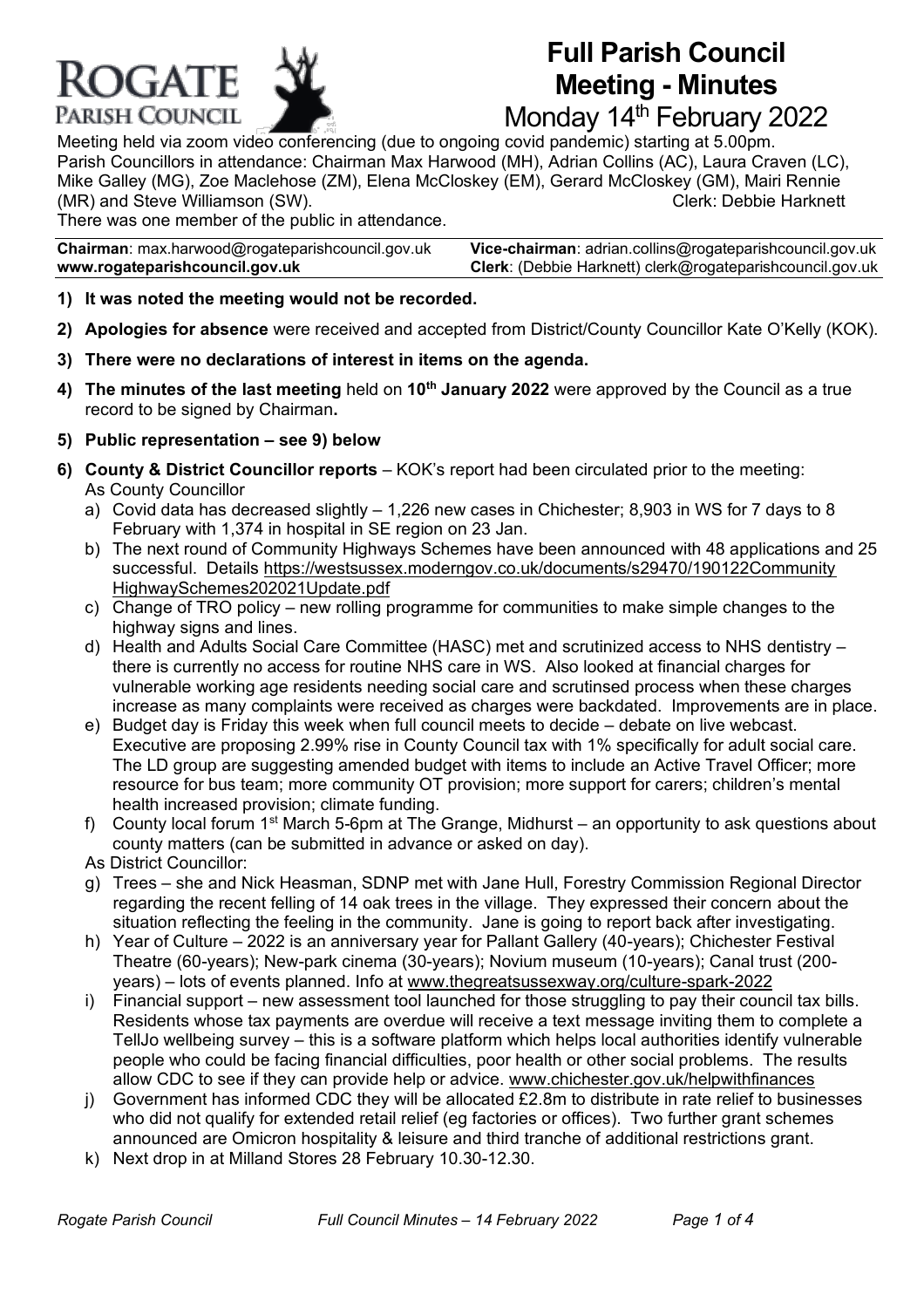# Full Parish Council Meeting - Minutes

## Monday 14th February 2022

Meeting held via zoom video conferencing (due to ongoing covid pandemic) starting at 5.00pm.
Parish Councillors in attendance: Chairman Max Harwood (MH), Adrian Collins (AC), Laura Craven (LC), Mike Galley (MG), Zoe Maclehose (ZM), Elena McCloskey (EM), Gerard McCloskey (GM), Mairi Rennie (MR) and Steve Williamson (SW). Clerk: Debbie Harknett
There was one member of the public in attendance.

| **Chairman**: max.harwood@rogateparishcouncil.gov.uk | **Vice-chairman**: adrian.collins@rogateparishcouncil.gov.uk |
|---|---|
| **www.rogateparishcouncil.gov.uk** | **Clerk**: (Debbie Harknett) clerk@rogateparishcouncil.gov.uk |

1) **It was noted the meeting would not be recorded.**
2) **Apologies for absence** were received and accepted from District/County Councillor Kate O'Kelly (KOK).
3) **There were no declarations of interest in items on the agenda.**
4) **The minutes of the last meeting** held on **10th January 2022** were approved by the Council as a true record to be signed by Chairman**.**
5) **Public representation – see 9) below**
6) **County & District Councillor reports** – KOK's report had been circulated prior to the meeting:
   As County Councillor
   a) Covid data has decreased slightly – 1,226 new cases in Chichester; 8,903 in WS for 7 days to 8 February with 1,374 in hospital in SE region on 23 Jan.
   b) The next round of Community Highways Schemes have been announced with 48 applications and 25 successful. Details https://westsussex.moderngov.co.uk/documents/s29470/190122CommunityHighwaySchemes202021Update.pdf
   c) Change of TRO policy – new rolling programme for communities to make simple changes to the highway signs and lines.
   d) Health and Adults Social Care Committee (HASC) met and scrutinized access to NHS dentistry – there is currently no access for routine NHS care in WS. Also looked at financial charges for vulnerable working age residents needing social care and scrutinsed process when these charges increase as many complaints were received as charges were backdated. Improvements are in place.
   e) Budget day is Friday this week when full council meets to decide – debate on live webcast. Executive are proposing 2.99% rise in County Council tax with 1% specifically for adult social care. The LD group are suggesting amended budget with items to include an Active Travel Officer; more resource for bus team; more community OT provision; more support for carers; children's mental health increased provision; climate funding.
   f) County local forum 1st March 5-6pm at The Grange, Midhurst – an opportunity to ask questions about county matters (can be submitted in advance or asked on day).

   As District Councillor:
   g) Trees – she and Nick Heasman, SDNP met with Jane Hull, Forestry Commission Regional Director regarding the recent felling of 14 oak trees in the village. They expressed their concern about the situation reflecting the feeling in the community. Jane is going to report back after investigating.
   h) Year of Culture – 2022 is an anniversary year for Pallant Gallery (40-years); Chichester Festival Theatre (60-years); New-park cinema (30-years); Novium museum (10-years); Canal trust (200-years) – lots of events planned. Info at www.thegreatsussexway.org/culture-spark-2022
   i) Financial support – new assessment tool launched for those struggling to pay their council tax bills. Residents whose tax payments are overdue will receive a text message inviting them to complete a TellJo wellbeing survey – this is a software platform which helps local authorities identify vulnerable people who could be facing financial difficulties, poor health or other social problems. The results allow CDC to see if they can provide help or advice. www.chichester.gov.uk/helpwithfinances
   j) Government has informed CDC they will be allocated £2.8m to distribute in rate relief to businesses who did not qualify for extended retail relief (eg factories or offices). Two further grant schemes announced are Omicron hospitality & leisure and third tranche of additional restrictions grant.
   k) Next drop in at Milland Stores 28 February 10.30-12.30.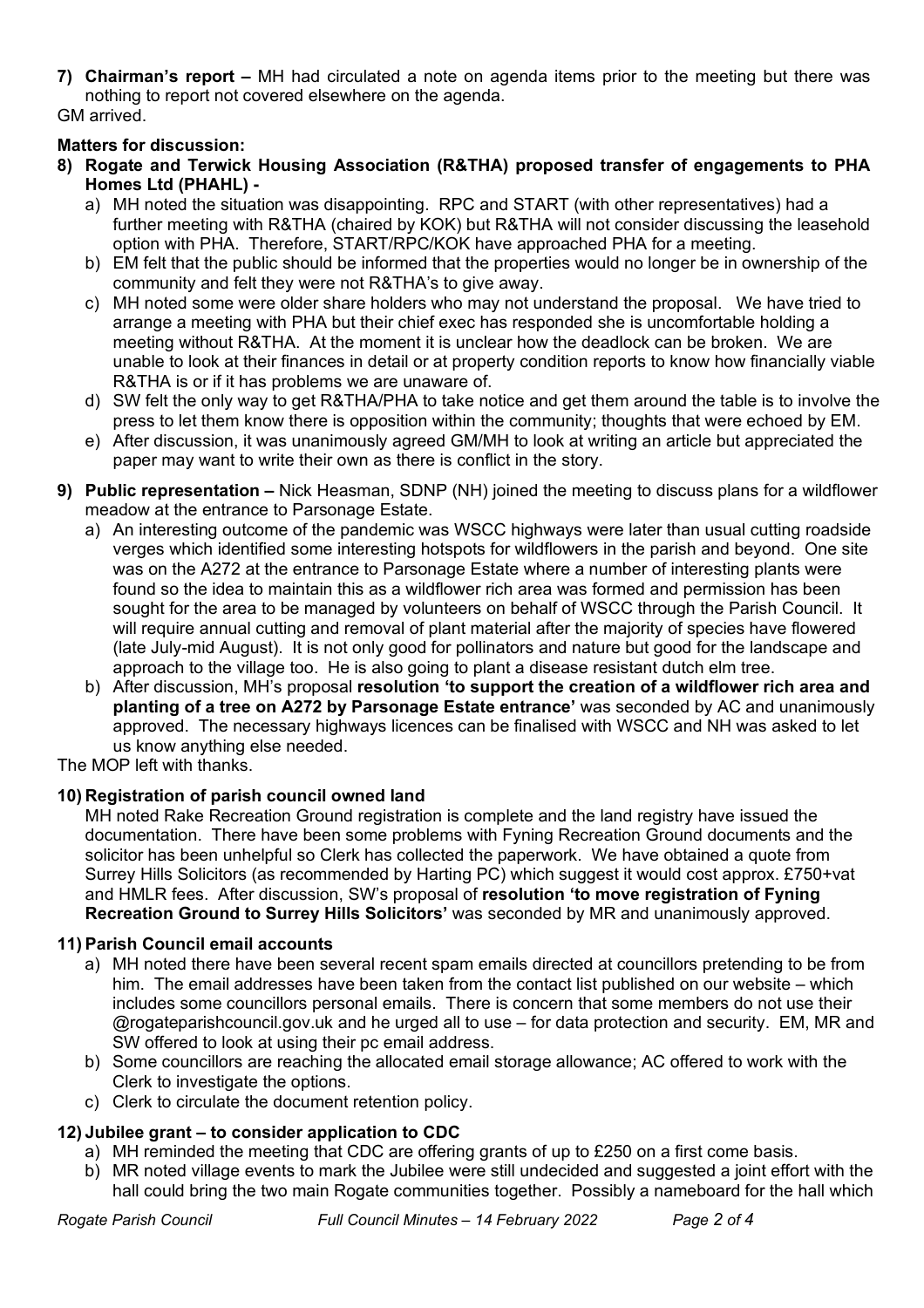7) **Chairman's report –** MH had circulated a note on agenda items prior to the meeting but there was nothing to report not covered elsewhere on the agenda.

GM arrived.

**Matters for discussion:**

8) **Rogate and Terwick Housing Association (R&THA) proposed transfer of engagements to PHA Homes Ltd (PHAHL) -**
   a) MH noted the situation was disappointing. RPC and START (with other representatives) had a further meeting with R&THA (chaired by KOK) but R&THA will not consider discussing the leasehold option with PHA. Therefore, START/RPC/KOK have approached PHA for a meeting.
   b) EM felt that the public should be informed that the properties would no longer be in ownership of the community and felt they were not R&THA's to give away.
   c) MH noted some were older share holders who may not understand the proposal. We have tried to arrange a meeting with PHA but their chief exec has responded she is uncomfortable holding a meeting without R&THA. At the moment it is unclear how the deadlock can be broken. We are unable to look at their finances in detail or at property condition reports to know how financially viable R&THA is or if it has problems we are unaware of.
   d) SW felt the only way to get R&THA/PHA to take notice and get them around the table is to involve the press to let them know there is opposition within the community; thoughts that were echoed by EM.
   e) After discussion, it was unanimously agreed GM/MH to look at writing an article but appreciated the paper may want to write their own as there is conflict in the story.

9) **Public representation –** Nick Heasman, SDNP (NH) joined the meeting to discuss plans for a wildflower meadow at the entrance to Parsonage Estate.
   a) An interesting outcome of the pandemic was WSCC highways were later than usual cutting roadside verges which identified some interesting hotspots for wildflowers in the parish and beyond. One site was on the A272 at the entrance to Parsonage Estate where a number of interesting plants were found so the idea to maintain this as a wildflower rich area was formed and permission has been sought for the area to be managed by volunteers on behalf of WSCC through the Parish Council. It will require annual cutting and removal of plant material after the majority of species have flowered (late July-mid August). It is not only good for pollinators and nature but good for the landscape and approach to the village too. He is also going to plant a disease resistant dutch elm tree.
   b) After discussion, MH's proposal **resolution 'to support the creation of a wildflower rich area and planting of a tree on A272 by Parsonage Estate entrance'** was seconded by AC and unanimously approved. The necessary highways licences can be finalised with WSCC and NH was asked to let us know anything else needed.

The MOP left with thanks.

10) **Registration of parish council owned land**

MH noted Rake Recreation Ground registration is complete and the land registry have issued the documentation. There have been some problems with Fyning Recreation Ground documents and the solicitor has been unhelpful so Clerk has collected the paperwork. We have obtained a quote from Surrey Hills Solicitors (as recommended by Harting PC) which suggest it would cost approx. £750+vat and HMLR fees. After discussion, SW's proposal of **resolution 'to move registration of Fyning Recreation Ground to Surrey Hills Solicitors'** was seconded by MR and unanimously approved.

11) **Parish Council email accounts**
   a) MH noted there have been several recent spam emails directed at councillors pretending to be from him. The email addresses have been taken from the contact list published on our website – which includes some councillors personal emails. There is concern that some members do not use their @rogateparishcouncil.gov.uk and he urged all to use – for data protection and security. EM, MR and SW offered to look at using their pc email address.
   b) Some councillors are reaching the allocated email storage allowance; AC offered to work with the Clerk to investigate the options.
   c) Clerk to circulate the document retention policy.

12) **Jubilee grant – to consider application to CDC**
   a) MH reminded the meeting that CDC are offering grants of up to £250 on a first come basis.
   b) MR noted village events to mark the Jubilee were still undecided and suggested a joint effort with the hall could bring the two main Rogate communities together. Possibly a nameboard for the hall which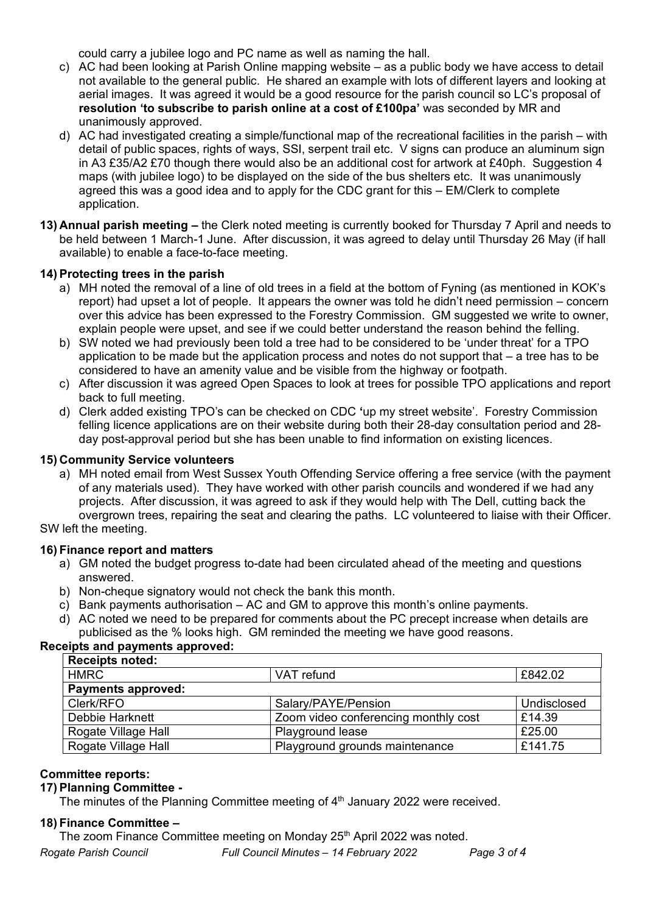could carry a jubilee logo and PC name as well as naming the hall.

c) AC had been looking at Parish Online mapping website – as a public body we have access to detail not available to the general public. He shared an example with lots of different layers and looking at aerial images. It was agreed it would be a good resource for the parish council so LC's proposal of **resolution 'to subscribe to parish online at a cost of £100pa'** was seconded by MR and unanimously approved.

d) AC had investigated creating a simple/functional map of the recreational facilities in the parish – with detail of public spaces, rights of ways, SSI, serpent trail etc. V signs can produce an aluminum sign in A3 £35/A2 £70 though there would also be an additional cost for artwork at £40ph. Suggestion 4 maps (with jubilee logo) to be displayed on the side of the bus shelters etc. It was unanimously agreed this was a good idea and to apply for the CDC grant for this – EM/Clerk to complete application.

**13) Annual parish meeting –** the Clerk noted meeting is currently booked for Thursday 7 April and needs to be held between 1 March-1 June. After discussion, it was agreed to delay until Thursday 26 May (if hall available) to enable a face-to-face meeting.

**14) Protecting trees in the parish**

a) MH noted the removal of a line of old trees in a field at the bottom of Fyning (as mentioned in KOK's report) had upset a lot of people. It appears the owner was told he didn't need permission – concern over this advice has been expressed to the Forestry Commission. GM suggested we write to owner, explain people were upset, and see if we could better understand the reason behind the felling.

b) SW noted we had previously been told a tree had to be considered to be 'under threat' for a TPO application to be made but the application process and notes do not support that – a tree has to be considered to have an amenity value and be visible from the highway or footpath.

c) After discussion it was agreed Open Spaces to look at trees for possible TPO applications and report back to full meeting.

d) Clerk added existing TPO's can be checked on CDC 'up my street website'. Forestry Commission felling licence applications are on their website during both their 28-day consultation period and 28-day post-approval period but she has been unable to find information on existing licences.

**15) Community Service volunteers**

a) MH noted email from West Sussex Youth Offending Service offering a free service (with the payment of any materials used). They have worked with other parish councils and wondered if we had any projects. After discussion, it was agreed to ask if they would help with The Dell, cutting back the overgrown trees, repairing the seat and clearing the paths. LC volunteered to liaise with their Officer.

SW left the meeting.

**16) Finance report and matters**

a) GM noted the budget progress to-date had been circulated ahead of the meeting and questions answered.

b) Non-cheque signatory would not check the bank this month.

c) Bank payments authorisation – AC and GM to approve this month's online payments.

d) AC noted we need to be prepared for comments about the PC precept increase when details are publicised as the % looks high. GM reminded the meeting we have good reasons.

**Receipts and payments approved:**

| **Receipts noted:** | | |
|---|---|---|
| HMRC | VAT refund | £842.02 |
| **Payments approved:** | | |
| Clerk/RFO | Salary/PAYE/Pension | Undisclosed |
| Debbie Harknett | Zoom video conferencing monthly cost | £14.39 |
| Rogate Village Hall | Playground lease | £25.00 |
| Rogate Village Hall | Playground grounds maintenance | £141.75 |

**Committee reports:**

**17) Planning Committee -**

The minutes of the Planning Committee meeting of 4th January 2022 were received.

**18) Finance Committee –**

The zoom Finance Committee meeting on Monday 25th April 2022 was noted.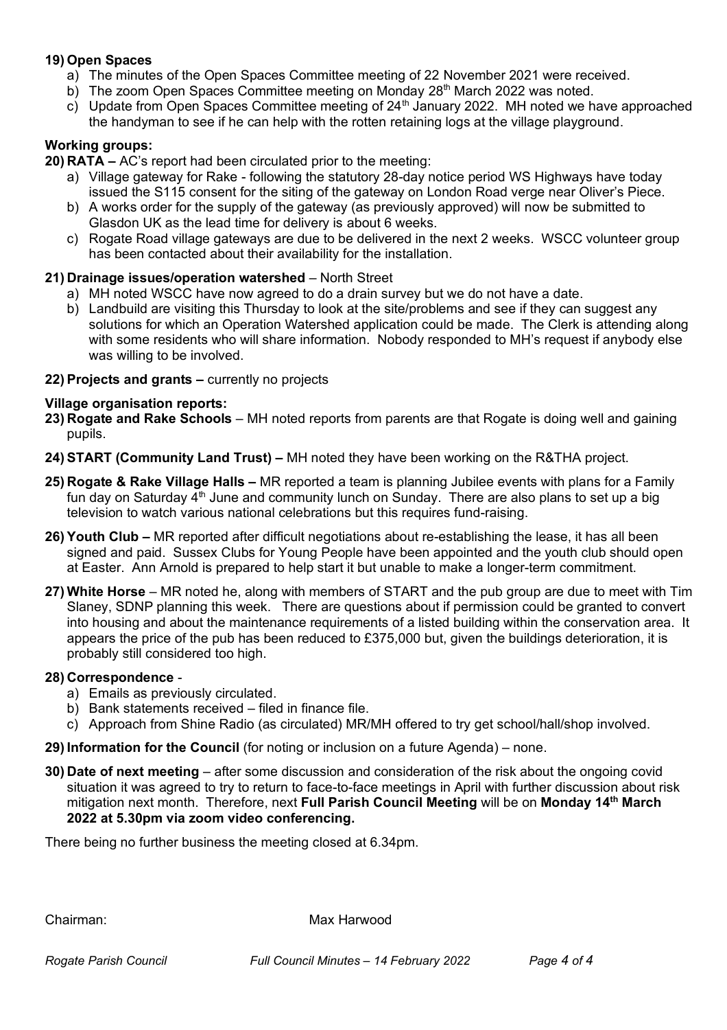**19) Open Spaces**

a) The minutes of the Open Spaces Committee meeting of 22 November 2021 were received.
b) The zoom Open Spaces Committee meeting on Monday 28th March 2022 was noted.
c) Update from Open Spaces Committee meeting of 24th January 2022. MH noted we have approached the handyman to see if he can help with the rotten retaining logs at the village playground.

**Working groups:**

**20) RATA –** AC's report had been circulated prior to the meeting:

a) Village gateway for Rake - following the statutory 28-day notice period WS Highways have today issued the S115 consent for the siting of the gateway on London Road verge near Oliver's Piece.
b) A works order for the supply of the gateway (as previously approved) will now be submitted to Glasdon UK as the lead time for delivery is about 6 weeks.
c) Rogate Road village gateways are due to be delivered in the next 2 weeks. WSCC volunteer group has been contacted about their availability for the installation.

**21) Drainage issues/operation watershed** – North Street

a) MH noted WSCC have now agreed to do a drain survey but we do not have a date.
b) Landbuild are visiting this Thursday to look at the site/problems and see if they can suggest any solutions for which an Operation Watershed application could be made. The Clerk is attending along with some residents who will share information. Nobody responded to MH's request if anybody else was willing to be involved.

**22) Projects and grants –** currently no projects

**Village organisation reports:**

**23) Rogate and Rake Schools** – MH noted reports from parents are that Rogate is doing well and gaining pupils.

**24) START (Community Land Trust) –** MH noted they have been working on the R&THA project.

**25) Rogate & Rake Village Halls –** MR reported a team is planning Jubilee events with plans for a Family fun day on Saturday 4th June and community lunch on Sunday. There are also plans to set up a big television to watch various national celebrations but this requires fund-raising.

**26) Youth Club –** MR reported after difficult negotiations about re-establishing the lease, it has all been signed and paid. Sussex Clubs for Young People have been appointed and the youth club should open at Easter. Ann Arnold is prepared to help start it but unable to make a longer-term commitment.

**27) White Horse** – MR noted he, along with members of START and the pub group are due to meet with Tim Slaney, SDNP planning this week. There are questions about if permission could be granted to convert into housing and about the maintenance requirements of a listed building within the conservation area. It appears the price of the pub has been reduced to £375,000 but, given the buildings deterioration, it is probably still considered too high.

**28) Correspondence** -

a) Emails as previously circulated.
b) Bank statements received – filed in finance file.
c) Approach from Shine Radio (as circulated) MR/MH offered to try get school/hall/shop involved.

**29) Information for the Council** (for noting or inclusion on a future Agenda) – none.

**30) Date of next meeting** – after some discussion and consideration of the risk about the ongoing covid situation it was agreed to try to return to face-to-face meetings in April with further discussion about risk mitigation next month. Therefore, next **Full Parish Council Meeting** will be on **Monday 14th March 2022 at 5.30pm via zoom video conferencing.**

There being no further business the meeting closed at 6.34pm.

Chairman: Max Harwood